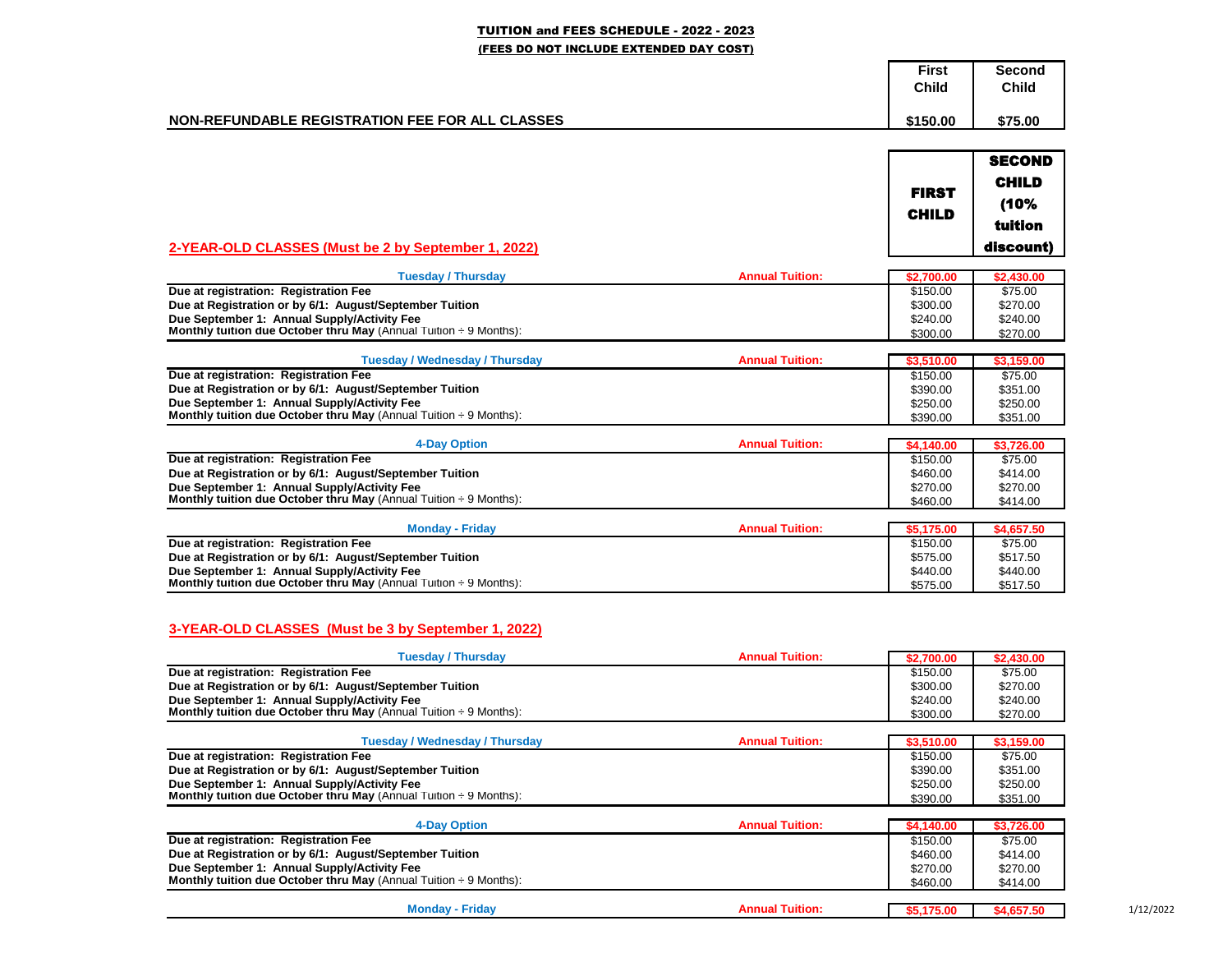# TUITION and FEES SCHEDULE - 2022 - 2023

**(FEES DO NOT INCLUDE EXTENDED DAY COST)**

| | First Child | Second Child |
|---|---|---|
| **NON-REFUNDABLE REGISTRATION FEE FOR ALL CLASSES** | **\$150.00** | **\$75.00** |

## 2-YEAR-OLD CLASSES (Must be 2 by September 1, 2022)

| | | FIRST CHILD | SECOND CHILD (10% tuition discount) |
|---|---|---|---|
| **Tuesday / Thursday** | **Annual Tuition:** | **\$2,700.00** | **\$2,430.00** |
| **Due at registration: Registration Fee** | | \$150.00 | \$75.00 |
| **Due at Registration or by 6/1: August/September Tuition** | | \$300.00 | \$270.00 |
| **Due September 1: Annual Supply/Activity Fee** | | \$240.00 | \$240.00 |
| **Monthly tuition due October thru May** (Annual Tuition ÷ 9 Months): | | \$300.00 | \$270.00 |
| **Tuesday / Wednesday / Thursday** | **Annual Tuition:** | **\$3,510.00** | **\$3,159.00** |
| **Due at registration: Registration Fee** | | \$150.00 | \$75.00 |
| **Due at Registration or by 6/1: August/September Tuition** | | \$390.00 | \$351.00 |
| **Due September 1: Annual Supply/Activity Fee** | | \$250.00 | \$250.00 |
| **Monthly tuition due October thru May** (Annual Tuition ÷ 9 Months): | | \$390.00 | \$351.00 |
| **4-Day Option** | **Annual Tuition:** | **\$4,140.00** | **\$3,726.00** |
| **Due at registration: Registration Fee** | | \$150.00 | \$75.00 |
| **Due at Registration or by 6/1: August/September Tuition** | | \$460.00 | \$414.00 |
| **Due September 1: Annual Supply/Activity Fee** | | \$270.00 | \$270.00 |
| **Monthly tuition due October thru May** (Annual Tuition ÷ 9 Months): | | \$460.00 | \$414.00 |
| **Monday - Friday** | **Annual Tuition:** | **\$5,175.00** | **\$4,657.50** |
| **Due at registration: Registration Fee** | | \$150.00 | \$75.00 |
| **Due at Registration or by 6/1: August/September Tuition** | | \$575.00 | \$517.50 |
| **Due September 1: Annual Supply/Activity Fee** | | \$440.00 | \$440.00 |
| **Monthly tuition due October thru May** (Annual Tuition ÷ 9 Months): | | \$575.00 | \$517.50 |

## 3-YEAR-OLD CLASSES (Must be 3 by September 1, 2022)

| | | FIRST CHILD | SECOND CHILD (10% tuition discount) |
|---|---|---|---|
| **Tuesday / Thursday** | **Annual Tuition:** | **\$2,700.00** | **\$2,430.00** |
| **Due at registration: Registration Fee** | | \$150.00 | \$75.00 |
| **Due at Registration or by 6/1: August/September Tuition** | | \$300.00 | \$270.00 |
| **Due September 1: Annual Supply/Activity Fee** | | \$240.00 | \$240.00 |
| **Monthly tuition due October thru May** (Annual Tuition ÷ 9 Months): | | \$300.00 | \$270.00 |
| **Tuesday / Wednesday / Thursday** | **Annual Tuition:** | **\$3,510.00** | **\$3,159.00** |
| **Due at registration: Registration Fee** | | \$150.00 | \$75.00 |
| **Due at Registration or by 6/1: August/September Tuition** | | \$390.00 | \$351.00 |
| **Due September 1: Annual Supply/Activity Fee** | | \$250.00 | \$250.00 |
| **Monthly tuition due October thru May** (Annual Tuition ÷ 9 Months): | | \$390.00 | \$351.00 |
| **4-Day Option** | **Annual Tuition:** | **\$4,140.00** | **\$3,726.00** |
| **Due at registration: Registration Fee** | | \$150.00 | \$75.00 |
| **Due at Registration or by 6/1: August/September Tuition** | | \$460.00 | \$414.00 |
| **Due September 1: Annual Supply/Activity Fee** | | \$270.00 | \$270.00 |
| **Monthly tuition due October thru May** (Annual Tuition ÷ 9 Months): | | \$460.00 | \$414.00 |
| **Monday - Friday** | **Annual Tuition:** | **\$5,175.00** | **\$4,657.50** |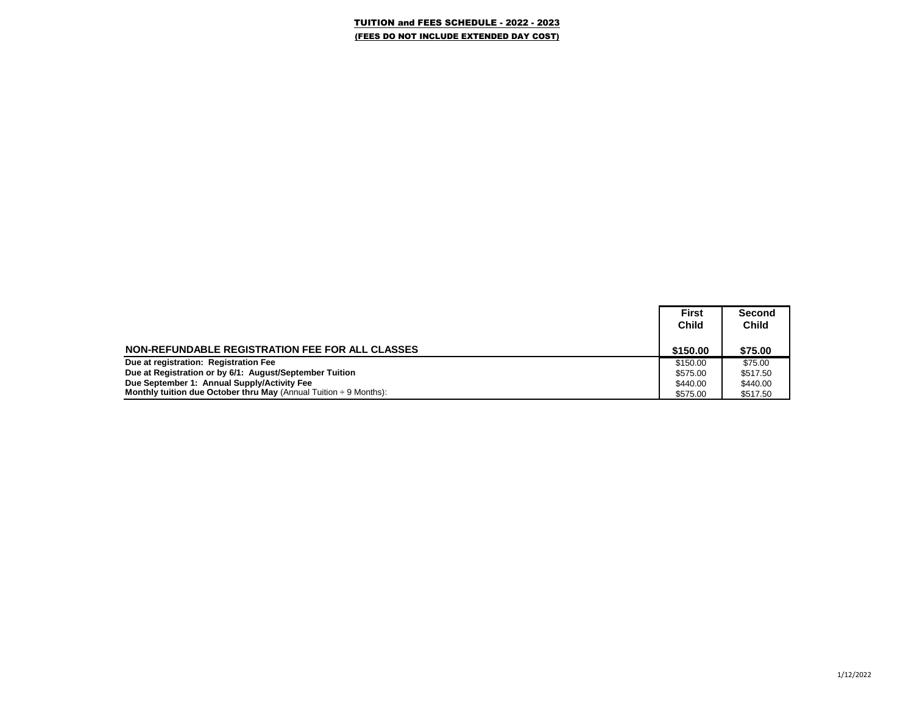**TUITION and FEES SCHEDULE - 2022 - 2023**

**(FEES DO NOT INCLUDE EXTENDED DAY COST)**

| | First Child | Second Child |
|---|---|---|
| **NON-REFUNDABLE REGISTRATION FEE FOR ALL CLASSES** | **$150.00** | **$75.00** |
| **Due at registration: Registration Fee** | $150.00 | $75.00 |
| **Due at Registration or by 6/1: August/September Tuition** | $575.00 | $517.50 |
| **Due September 1: Annual Supply/Activity Fee** | $440.00 | $440.00 |
| **Monthly tuition due October thru May** (Annual Tuition ÷ 9 Months): | $575.00 | $517.50 |

1/12/2022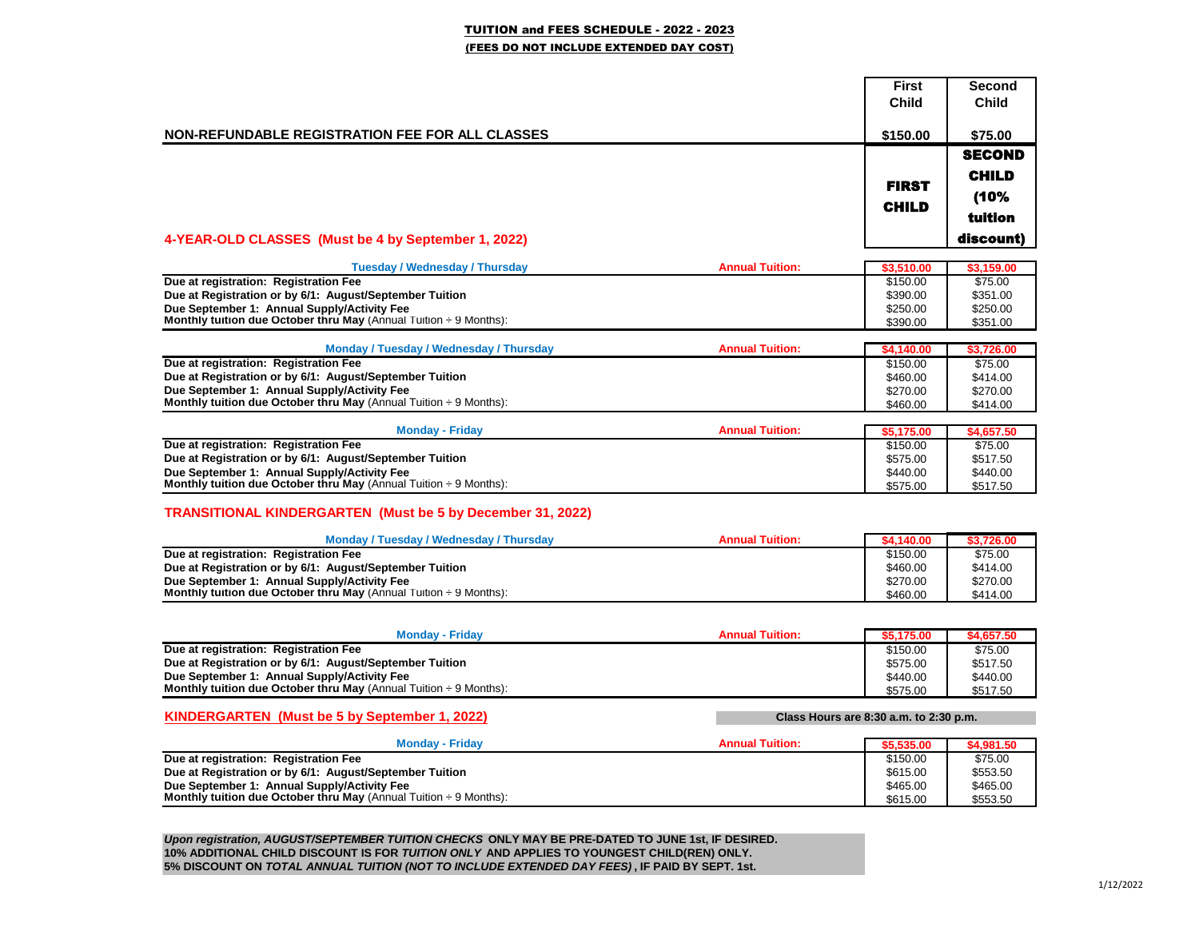# TUITION and FEES SCHEDULE - 2022 - 2023

**(FEES DO NOT INCLUDE EXTENDED DAY COST)**

| | | First Child | Second Child |
|---|---|---|---|
| **NON-REFUNDABLE REGISTRATION FEE FOR ALL CLASSES** | | **$150.00** | **$75.00** |

## 4-YEAR-OLD CLASSES (Must be 4 by September 1, 2022)

| | | FIRST CHILD | SECOND CHILD (10% tuition discount) |
|---|---|---|---|
| **Tuesday / Wednesday / Thursday** | **Annual Tuition:** | **$3,510.00** | **$3,159.00** |
| **Due at registration: Registration Fee** | | $150.00 | $75.00 |
| **Due at Registration or by 6/1: August/September Tuition** | | $390.00 | $351.00 |
| **Due September 1: Annual Supply/Activity Fee** | | $250.00 | $250.00 |
| **Monthly tuition due October thru May** (Annual Tuition ÷ 9 Months): | | $390.00 | $351.00 |

| | | | |
|---|---|---|---|
| **Monday / Tuesday / Wednesday / Thursday** | **Annual Tuition:** | **$4,140.00** | **$3,726.00** |
| **Due at registration: Registration Fee** | | $150.00 | $75.00 |
| **Due at Registration or by 6/1: August/September Tuition** | | $460.00 | $414.00 |
| **Due September 1: Annual Supply/Activity Fee** | | $270.00 | $270.00 |
| **Monthly tuition due October thru May** (Annual Tuition ÷ 9 Months): | | $460.00 | $414.00 |

| | | | |
|---|---|---|---|
| **Monday - Friday** | **Annual Tuition:** | **$5,175.00** | **$4,657.50** |
| **Due at registration: Registration Fee** | | $150.00 | $75.00 |
| **Due at Registration or by 6/1: August/September Tuition** | | $575.00 | $517.50 |
| **Due September 1: Annual Supply/Activity Fee** | | $440.00 | $440.00 |
| **Monthly tuition due October thru May** (Annual Tuition ÷ 9 Months): | | $575.00 | $517.50 |

## TRANSITIONAL KINDERGARTEN (Must be 5 by December 31, 2022)

| | | | |
|---|---|---|---|
| **Monday / Tuesday / Wednesday / Thursday** | **Annual Tuition:** | **$4,140.00** | **$3,726.00** |
| **Due at registration: Registration Fee** | | $150.00 | $75.00 |
| **Due at Registration or by 6/1: August/September Tuition** | | $460.00 | $414.00 |
| **Due September 1: Annual Supply/Activity Fee** | | $270.00 | $270.00 |
| **Monthly tuition due October thru May** (Annual Tuition ÷ 9 Months): | | $460.00 | $414.00 |

| | | | |
|---|---|---|---|
| **Monday - Friday** | **Annual Tuition:** | **$5,175.00** | **$4,657.50** |
| **Due at registration: Registration Fee** | | $150.00 | $75.00 |
| **Due at Registration or by 6/1: August/September Tuition** | | $575.00 | $517.50 |
| **Due September 1: Annual Supply/Activity Fee** | | $440.00 | $440.00 |
| **Monthly tuition due October thru May** (Annual Tuition ÷ 9 Months): | | $575.00 | $517.50 |

## KINDERGARTEN (Must be 5 by September 1, 2022)

**Class Hours are 8:30 a.m. to 2:30 p.m.**

| | | | |
|---|---|---|---|
| **Monday - Friday** | **Annual Tuition:** | **$5,535.00** | **$4,981.50** |
| **Due at registration: Registration Fee** | | $150.00 | $75.00 |
| **Due at Registration or by 6/1: August/September Tuition** | | $615.00 | $553.50 |
| **Due September 1: Annual Supply/Activity Fee** | | $465.00 | $465.00 |
| **Monthly tuition due October thru May** (Annual Tuition ÷ 9 Months): | | $615.00 | $553.50 |

***Upon registration, AUGUST/SEPTEMBER TUITION CHECKS* ONLY MAY BE PRE-DATED TO JUNE 1st, IF DESIRED.**
**10% ADDITIONAL CHILD DISCOUNT IS FOR *TUITION ONLY* AND APPLIES TO YOUNGEST CHILD(REN) ONLY.**
**5% DISCOUNT ON *TOTAL ANNUAL TUITION (NOT TO INCLUDE EXTENDED DAY FEES)*, IF PAID BY SEPT. 1st.**

1/12/2022